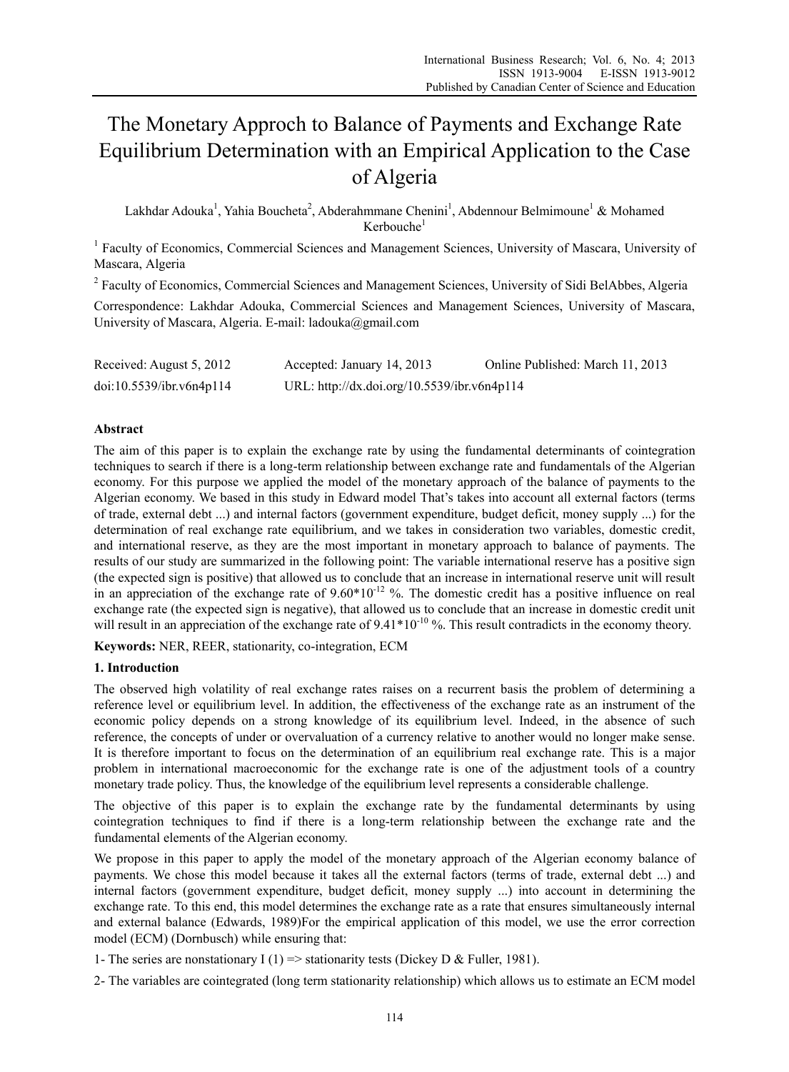# The Monetary Approch to Balance of Payments and Exchange Rate Equilibrium Determination with an Empirical Application to the Case of Algeria

Lakhdar Adouka[1], Yahia Boucheta[2], Abderahmmane Chenini[1], Abdennour Belmimoune[1] & Mohamed Kerbouche[1]

[1] Faculty of Economics, Commercial Sciences and Management Sciences, University of Mascara, University of Mascara, Algeria

[2] Faculty of Economics, Commercial Sciences and Management Sciences, University of Sidi BelAbbes, Algeria

Correspondence: Lakhdar Adouka, Commercial Sciences and Management Sciences, University of Mascara, University of Mascara, Algeria. E-mail: ladouka@gmail.com

| | | |
|---|---|---|
| Received: August 5, 2012 | Accepted: January 14, 2013 | Online Published: March 11, 2013 |
| doi:10.5539/ibr.v6n4p114 | URL: http://dx.doi.org/10.5539/ibr.v6n4p114 | |

**Abstract**

The aim of this paper is to explain the exchange rate by using the fundamental determinants of cointegration techniques to search if there is a long-term relationship between exchange rate and fundamentals of the Algerian economy. For this purpose we applied the model of the monetary approach of the balance of payments to the Algerian economy. We based in this study in Edward model That's takes into account all external factors (terms of trade, external debt ...) and internal factors (government expenditure, budget deficit, money supply ...) for the determination of real exchange rate equilibrium, and we takes in consideration two variables, domestic credit, and international reserve, as they are the most important in monetary approach to balance of payments. The results of our study are summarized in the following point: The variable international reserve has a positive sign (the expected sign is positive) that allowed us to conclude that an increase in international reserve unit will result in an appreciation of the exchange rate of $9.60*10^{-12}$ %. The domestic credit has a positive influence on real exchange rate (the expected sign is negative), that allowed us to conclude that an increase in domestic credit unit will result in an appreciation of the exchange rate of $9.41*10^{-10}$ %. This result contradicts in the economy theory.

**Keywords:** NER, REER, stationarity, co-integration, ECM

## 1. Introduction

The observed high volatility of real exchange rates raises on a recurrent basis the problem of determining a reference level or equilibrium level. In addition, the effectiveness of the exchange rate as an instrument of the economic policy depends on a strong knowledge of its equilibrium level. Indeed, in the absence of such reference, the concepts of under or overvaluation of a currency relative to another would no longer make sense. It is therefore important to focus on the determination of an equilibrium real exchange rate. This is a major problem in international macroeconomic for the exchange rate is one of the adjustment tools of a country monetary trade policy. Thus, the knowledge of the equilibrium level represents a considerable challenge.

The objective of this paper is to explain the exchange rate by the fundamental determinants by using cointegration techniques to find if there is a long-term relationship between the exchange rate and the fundamental elements of the Algerian economy.

We propose in this paper to apply the model of the monetary approach of the Algerian economy balance of payments. We chose this model because it takes all the external factors (terms of trade, external debt ...) and internal factors (government expenditure, budget deficit, money supply ...) into account in determining the exchange rate. To this end, this model determines the exchange rate as a rate that ensures simultaneously internal and external balance (Edwards, 1989)For the empirical application of this model, we use the error correction model (ECM) (Dornbusch) while ensuring that:

1- The series are nonstationary I (1) => stationarity tests (Dickey D & Fuller, 1981).

2- The variables are cointegrated (long term stationarity relationship) which allows us to estimate an ECM model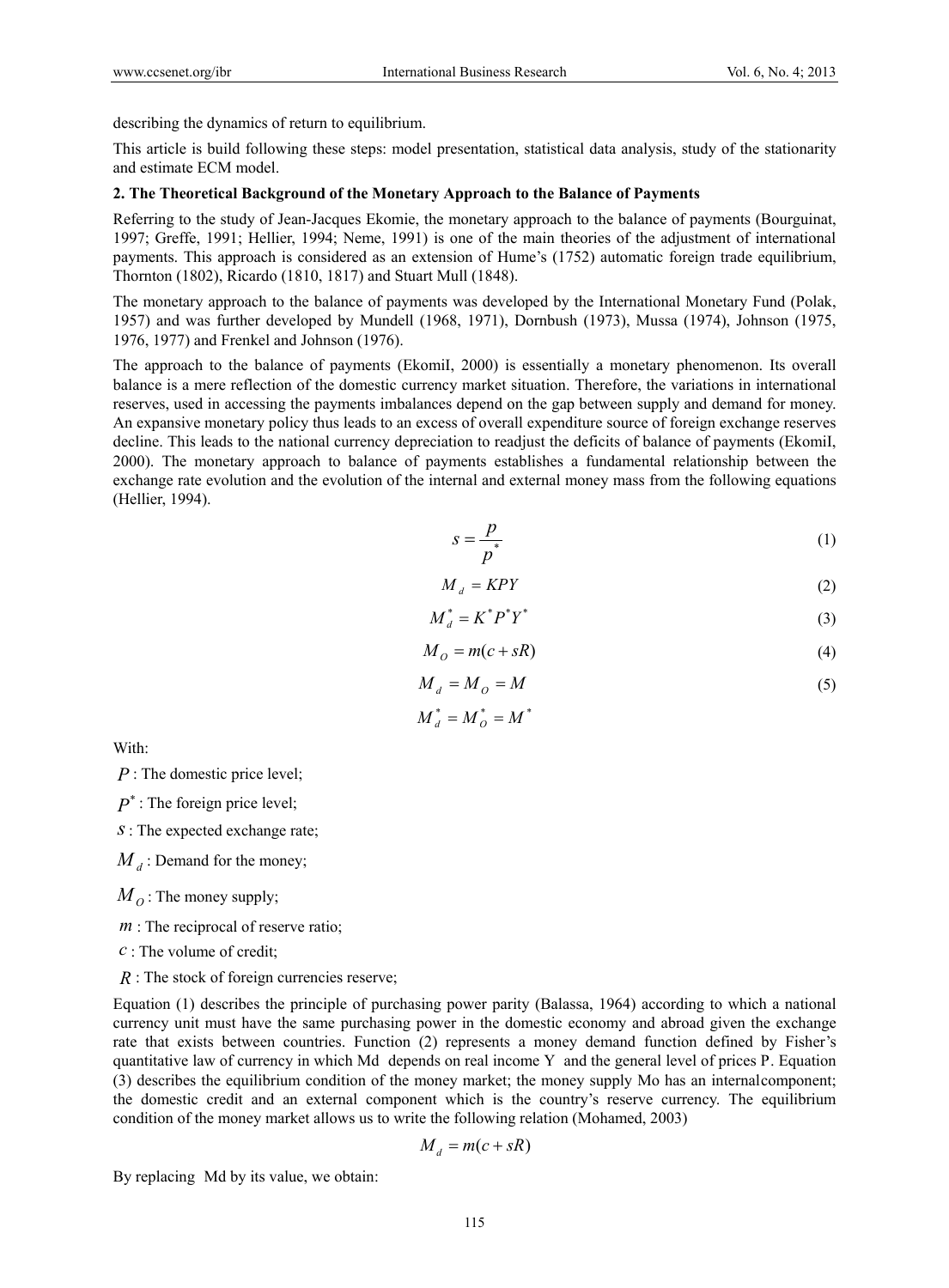describing the dynamics of return to equilibrium.

This article is build following these steps: model presentation, statistical data analysis, study of the stationarity and estimate ECM model.

## 2. The Theoretical Background of the Monetary Approach to the Balance of Payments

Referring to the study of Jean-Jacques Ekomie, the monetary approach to the balance of payments (Bourguinat, 1997; Greffe, 1991; Hellier, 1994; Neme, 1991) is one of the main theories of the adjustment of international payments. This approach is considered as an extension of Hume's (1752) automatic foreign trade equilibrium, Thornton (1802), Ricardo (1810, 1817) and Stuart Mull (1848).

The monetary approach to the balance of payments was developed by the International Monetary Fund (Polak, 1957) and was further developed by Mundell (1968, 1971), Dornbush (1973), Mussa (1974), Johnson (1975, 1976, 1977) and Frenkel and Johnson (1976).

The approach to the balance of payments (EkomiI, 2000) is essentially a monetary phenomenon. Its overall balance is a mere reflection of the domestic currency market situation. Therefore, the variations in international reserves, used in accessing the payments imbalances depend on the gap between supply and demand for money. An expansive monetary policy thus leads to an excess of overall expenditure source of foreign exchange reserves decline. This leads to the national currency depreciation to readjust the deficits of balance of payments (EkomiI, 2000). The monetary approach to balance of payments establishes a fundamental relationship between the exchange rate evolution and the evolution of the internal and external money mass from the following equations (Hellier, 1994).

$$s = \frac{p}{p^*} \tag{1}$$

$$M_d = KPY \tag{2}$$

$$M_d^* = K^* P^* Y^* \tag{3}$$

$$M_O = m(c + sR) \tag{4}$$

$$M_d = M_O = M \tag{5}$$

$$M_d^* = M_O^* = M^*$$

With:

$P$ : The domestic price level;

$P^*$ : The foreign price level;

$s$ : The expected exchange rate;

$M_d$ : Demand for the money;

$M_O$ : The money supply;

$m$ : The reciprocal of reserve ratio;

$c$ : The volume of credit;

$R$ : The stock of foreign currencies reserve;

Equation (1) describes the principle of purchasing power parity (Balassa, 1964) according to which a national currency unit must have the same purchasing power in the domestic economy and abroad given the exchange rate that exists between countries. Function (2) represents a money demand function defined by Fisher's quantitative law of currency in which Md depends on real income Y and the general level of prices P. Equation (3) describes the equilibrium condition of the money market; the money supply Mo has an internalcomponent; the domestic credit and an external component which is the country's reserve currency. The equilibrium condition of the money market allows us to write the following relation (Mohamed, 2003)

$$M_d = m(c + sR)$$

By replacing Md by its value, we obtain: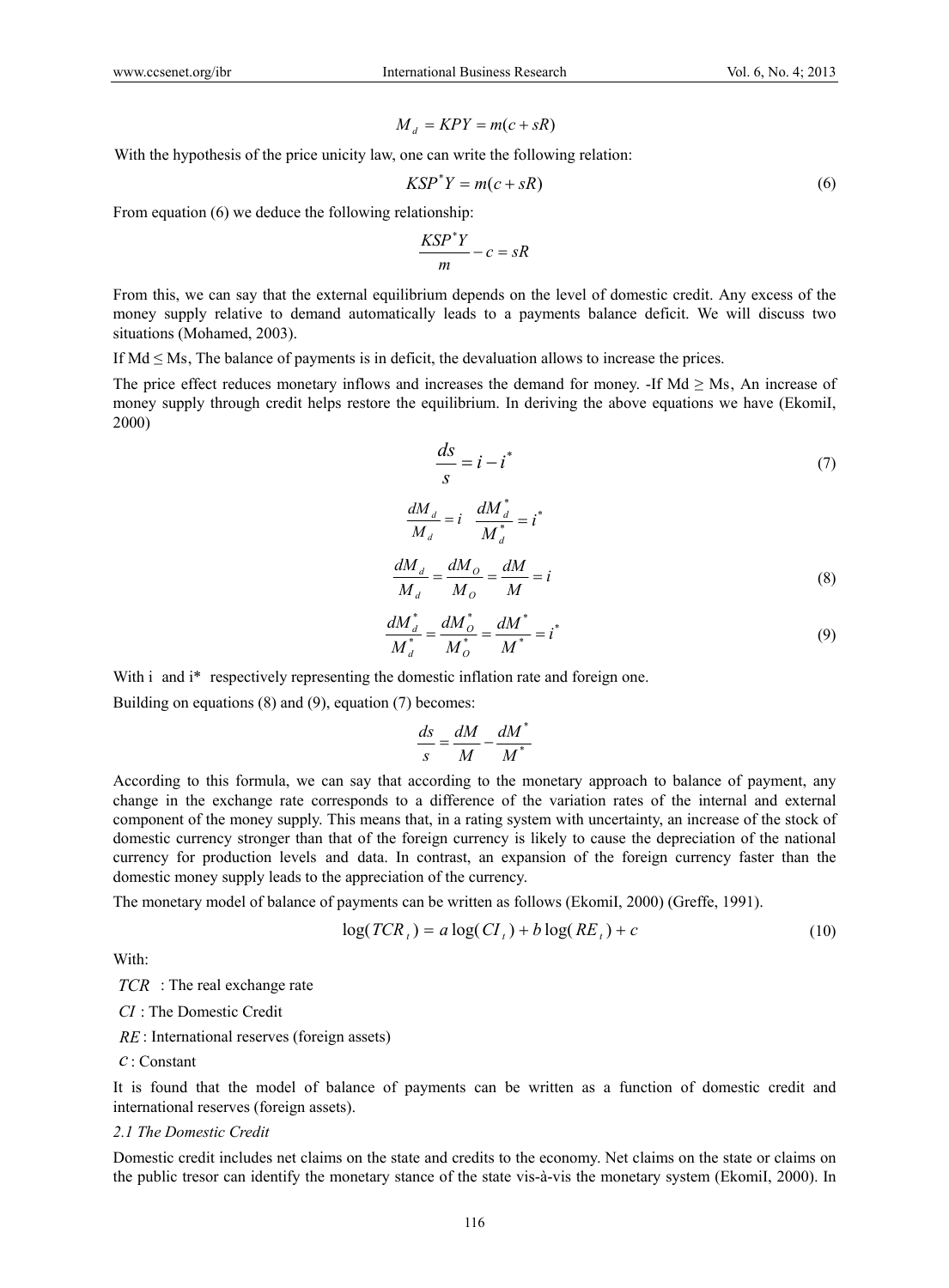$$M_d = KPY = m(c + sR)$$

With the hypothesis of the price unicity law, one can write the following relation:

$$KSP^*Y = m(c + sR) \tag{6}$$

From equation (6) we deduce the following relationship:

$$\frac{KSP^*Y}{m} - c = sR$$

From this, we can say that the external equilibrium depends on the level of domestic credit. Any excess of the money supply relative to demand automatically leads to a payments balance deficit. We will discuss two situations (Mohamed, 2003).

If Md ≤ Ms, The balance of payments is in deficit, the devaluation allows to increase the prices.

The price effect reduces monetary inflows and increases the demand for money. -If Md ≥ Ms, An increase of money supply through credit helps restore the equilibrium. In deriving the above equations we have (EkomiI, 2000)

$$\frac{ds}{s} = i - i^* \tag{7}$$

$$\frac{dM_d}{M_d} = i \quad \frac{dM_d^*}{M_d^*} = i^*$$

$$\frac{dM_d}{M_d} = \frac{dM_O}{M_O} = \frac{dM}{M} = i \tag{8}$$

$$\frac{dM_d^*}{M_d^*} = \frac{dM_O^*}{M_O^*} = \frac{dM^*}{M^*} = i^* \tag{9}$$

With i and i* respectively representing the domestic inflation rate and foreign one.

Building on equations (8) and (9), equation (7) becomes:

$$\frac{ds}{s} = \frac{dM}{M} - \frac{dM^*}{M^*}$$

According to this formula, we can say that according to the monetary approach to balance of payment, any change in the exchange rate corresponds to a difference of the variation rates of the internal and external component of the money supply. This means that, in a rating system with uncertainty, an increase of the stock of domestic currency stronger than that of the foreign currency is likely to cause the depreciation of the national currency for production levels and data. In contrast, an expansion of the foreign currency faster than the domestic money supply leads to the appreciation of the currency.

The monetary model of balance of payments can be written as follows (EkomiI, 2000) (Greffe, 1991).

$$\log(TCR_t) = a\log(CI_t) + b\log(RE_t) + c \tag{10}$$

With:

$TCR$ : The real exchange rate

$CI$ : The Domestic Credit

$RE$ : International reserves (foreign assets)

$c$ : Constant

It is found that the model of balance of payments can be written as a function of domestic credit and international reserves (foreign assets).

*2.1 The Domestic Credit*

Domestic credit includes net claims on the state and credits to the economy. Net claims on the state or claims on the public tresor can identify the monetary stance of the state vis-à-vis the monetary system (EkomiI, 2000). In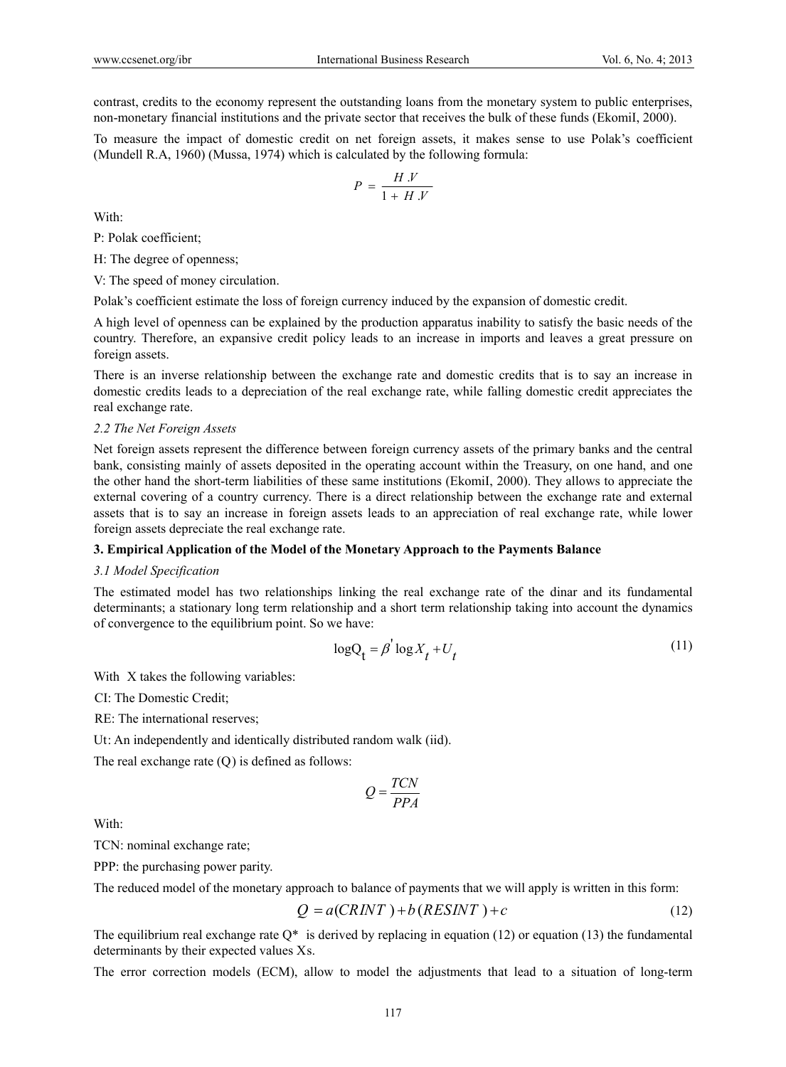contrast, credits to the economy represent the outstanding loans from the monetary system to public enterprises, non-monetary financial institutions and the private sector that receives the bulk of these funds (EkomiI, 2000).

To measure the impact of domestic credit on net foreign assets, it makes sense to use Polak's coefficient (Mundell R.A, 1960) (Mussa, 1974) which is calculated by the following formula:

$$P = \frac{H.V}{1 + H.V}$$

With:

P: Polak coefficient;

H: The degree of openness;

V: The speed of money circulation.

Polak's coefficient estimate the loss of foreign currency induced by the expansion of domestic credit.

A high level of openness can be explained by the production apparatus inability to satisfy the basic needs of the country. Therefore, an expansive credit policy leads to an increase in imports and leaves a great pressure on foreign assets.

There is an inverse relationship between the exchange rate and domestic credits that is to say an increase in domestic credits leads to a depreciation of the real exchange rate, while falling domestic credit appreciates the real exchange rate.

*2.2 The Net Foreign Assets*

Net foreign assets represent the difference between foreign currency assets of the primary banks and the central bank, consisting mainly of assets deposited in the operating account within the Treasury, on one hand, and one the other hand the short-term liabilities of these same institutions (EkomiI, 2000). They allows to appreciate the external covering of a country currency. There is a direct relationship between the exchange rate and external assets that is to say an increase in foreign assets leads to an appreciation of real exchange rate, while lower foreign assets depreciate the real exchange rate.

## 3. Empirical Application of the Model of the Monetary Approach to the Payments Balance

*3.1 Model Specification*

The estimated model has two relationships linking the real exchange rate of the dinar and its fundamental determinants; a stationary long term relationship and a short term relationship taking into account the dynamics of convergence to the equilibrium point. So we have:

$$\log Q_t = \beta' \log X_t + U_t \tag{11}$$

With X takes the following variables:

CI: The Domestic Credit;

RE: The international reserves;

Ut: An independently and identically distributed random walk (iid).

The real exchange rate (Q) is defined as follows:

$$Q = \frac{TCN}{PPA}$$

With:

TCN: nominal exchange rate;

PPP: the purchasing power parity.

The reduced model of the monetary approach to balance of payments that we will apply is written in this form:

$$Q = a(CRINT) + b(RESINT) + c \tag{12}$$

The equilibrium real exchange rate Q* is derived by replacing in equation (12) or equation (13) the fundamental determinants by their expected values Xs.

The error correction models (ECM), allow to model the adjustments that lead to a situation of long-term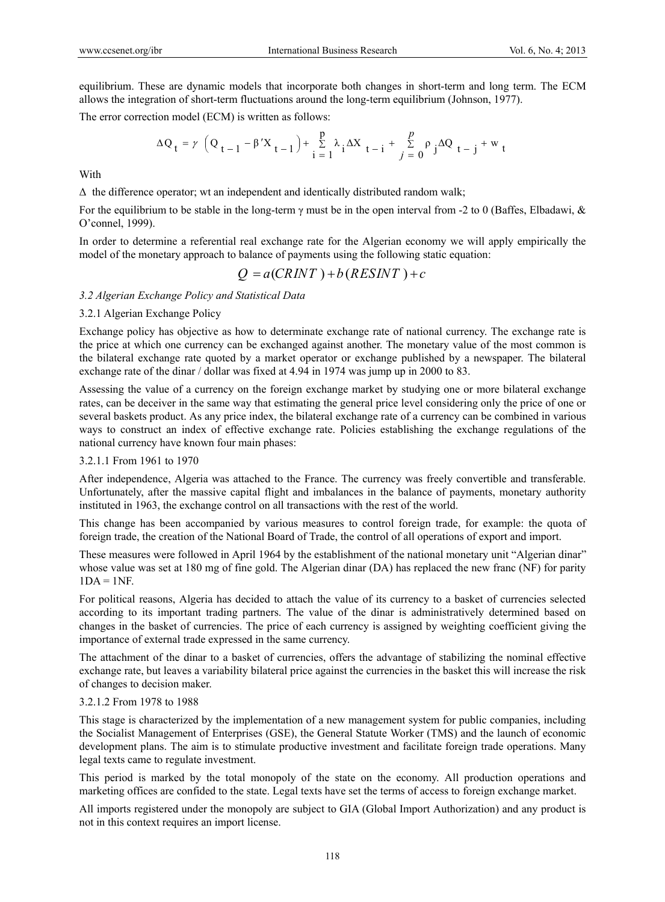equilibrium. These are dynamic models that incorporate both changes in short-term and long term. The ECM allows the integration of short-term fluctuations around the long-term equilibrium (Johnson, 1977).

The error correction model (ECM) is written as follows:

$$\Delta Q_t = \gamma \left( Q_{t-1} - \beta' X_{t-1} \right) + \sum_{i=1}^{p} \lambda_i \Delta X_{t-i} + \sum_{j=0}^{p} \rho_j \Delta Q_{t-j} + w_t$$

With

$\Delta$ the difference operator; wt an independent and identically distributed random walk;

For the equilibrium to be stable in the long-term $\gamma$ must be in the open interval from -2 to 0 (Baffes, Elbadawi, & O'connel, 1999).

In order to determine a referential real exchange rate for the Algerian economy we will apply empirically the model of the monetary approach to balance of payments using the following static equation:

$$Q = a(CRINT) + b(RESINT) + c$$

### *3.2 Algerian Exchange Policy and Statistical Data*

#### 3.2.1 Algerian Exchange Policy

Exchange policy has objective as how to determinate exchange rate of national currency. The exchange rate is the price at which one currency can be exchanged against another. The monetary value of the most common is the bilateral exchange rate quoted by a market operator or exchange published by a newspaper. The bilateral exchange rate of the dinar / dollar was fixed at 4.94 in 1974 was jump up in 2000 to 83.

Assessing the value of a currency on the foreign exchange market by studying one or more bilateral exchange rates, can be deceiver in the same way that estimating the general price level considering only the price of one or several baskets product. As any price index, the bilateral exchange rate of a currency can be combined in various ways to construct an index of effective exchange rate. Policies establishing the exchange regulations of the national currency have known four main phases:

##### 3.2.1.1 From 1961 to 1970

After independence, Algeria was attached to the France. The currency was freely convertible and transferable. Unfortunately, after the massive capital flight and imbalances in the balance of payments, monetary authority instituted in 1963, the exchange control on all transactions with the rest of the world.

This change has been accompanied by various measures to control foreign trade, for example: the quota of foreign trade, the creation of the National Board of Trade, the control of all operations of export and import.

These measures were followed in April 1964 by the establishment of the national monetary unit "Algerian dinar" whose value was set at 180 mg of fine gold. The Algerian dinar (DA) has replaced the new franc (NF) for parity 1DA = 1NF.

For political reasons, Algeria has decided to attach the value of its currency to a basket of currencies selected according to its important trading partners. The value of the dinar is administratively determined based on changes in the basket of currencies. The price of each currency is assigned by weighting coefficient giving the importance of external trade expressed in the same currency.

The attachment of the dinar to a basket of currencies, offers the advantage of stabilizing the nominal effective exchange rate, but leaves a variability bilateral price against the currencies in the basket this will increase the risk of changes to decision maker.

##### 3.2.1.2 From 1978 to 1988

This stage is characterized by the implementation of a new management system for public companies, including the Socialist Management of Enterprises (GSE), the General Statute Worker (TMS) and the launch of economic development plans. The aim is to stimulate productive investment and facilitate foreign trade operations. Many legal texts came to regulate investment.

This period is marked by the total monopoly of the state on the economy. All production operations and marketing offices are confided to the state. Legal texts have set the terms of access to foreign exchange market.

All imports registered under the monopoly are subject to GIA (Global Import Authorization) and any product is not in this context requires an import license.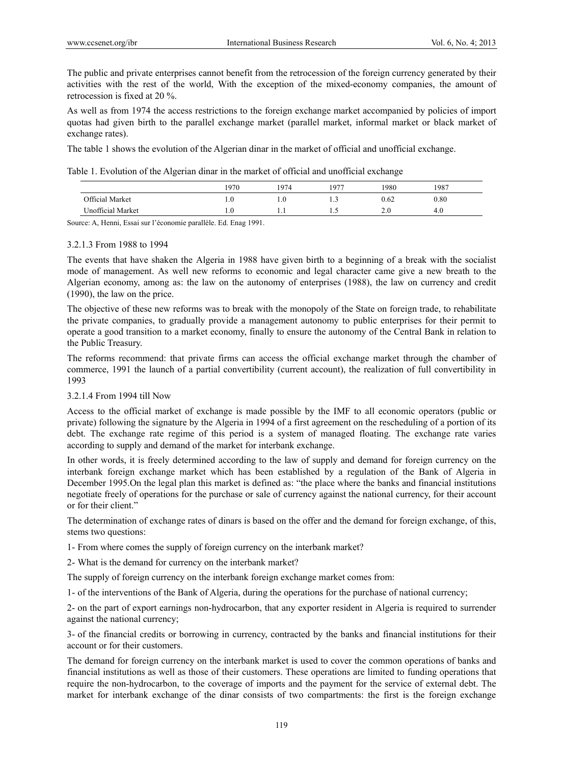The public and private enterprises cannot benefit from the retrocession of the foreign currency generated by their activities with the rest of the world, With the exception of the mixed-economy companies, the amount of retrocession is fixed at 20 %.

As well as from 1974 the access restrictions to the foreign exchange market accompanied by policies of import quotas had given birth to the parallel exchange market (parallel market, informal market or black market of exchange rates).

The table 1 shows the evolution of the Algerian dinar in the market of official and unofficial exchange.

Table 1. Evolution of the Algerian dinar in the market of official and unofficial exchange

| | 1970 | 1974 | 1977 | 1980 | 1987 |
|---|---|---|---|---|---|
| Official Market | 1.0 | 1.0 | 1.3 | 0.62 | 0.80 |
| Unofficial Market | 1.0 | 1.1 | 1.5 | 2.0 | 4.0 |

Source: A, Henni, Essai sur l'économie parallèle. Ed. Enag 1991.

#### 3.2.1.3 From 1988 to 1994

The events that have shaken the Algeria in 1988 have given birth to a beginning of a break with the socialist mode of management. As well new reforms to economic and legal character came give a new breath to the Algerian economy, among as: the law on the autonomy of enterprises (1988), the law on currency and credit (1990), the law on the price.

The objective of these new reforms was to break with the monopoly of the State on foreign trade, to rehabilitate the private companies, to gradually provide a management autonomy to public enterprises for their permit to operate a good transition to a market economy, finally to ensure the autonomy of the Central Bank in relation to the Public Treasury.

The reforms recommend: that private firms can access the official exchange market through the chamber of commerce, 1991 the launch of a partial convertibility (current account), the realization of full convertibility in 1993

#### 3.2.1.4 From 1994 till Now

Access to the official market of exchange is made possible by the IMF to all economic operators (public or private) following the signature by the Algeria in 1994 of a first agreement on the rescheduling of a portion of its debt. The exchange rate regime of this period is a system of managed floating. The exchange rate varies according to supply and demand of the market for interbank exchange.

In other words, it is freely determined according to the law of supply and demand for foreign currency on the interbank foreign exchange market which has been established by a regulation of the Bank of Algeria in December 1995.On the legal plan this market is defined as: "the place where the banks and financial institutions negotiate freely of operations for the purchase or sale of currency against the national currency, for their account or for their client."

The determination of exchange rates of dinars is based on the offer and the demand for foreign exchange, of this, stems two questions:

1- From where comes the supply of foreign currency on the interbank market?

2- What is the demand for currency on the interbank market?

The supply of foreign currency on the interbank foreign exchange market comes from:

1- of the interventions of the Bank of Algeria, during the operations for the purchase of national currency;

2- on the part of export earnings non-hydrocarbon, that any exporter resident in Algeria is required to surrender against the national currency;

3- of the financial credits or borrowing in currency, contracted by the banks and financial institutions for their account or for their customers.

The demand for foreign currency on the interbank market is used to cover the common operations of banks and financial institutions as well as those of their customers. These operations are limited to funding operations that require the non-hydrocarbon, to the coverage of imports and the payment for the service of external debt. The market for interbank exchange of the dinar consists of two compartments: the first is the foreign exchange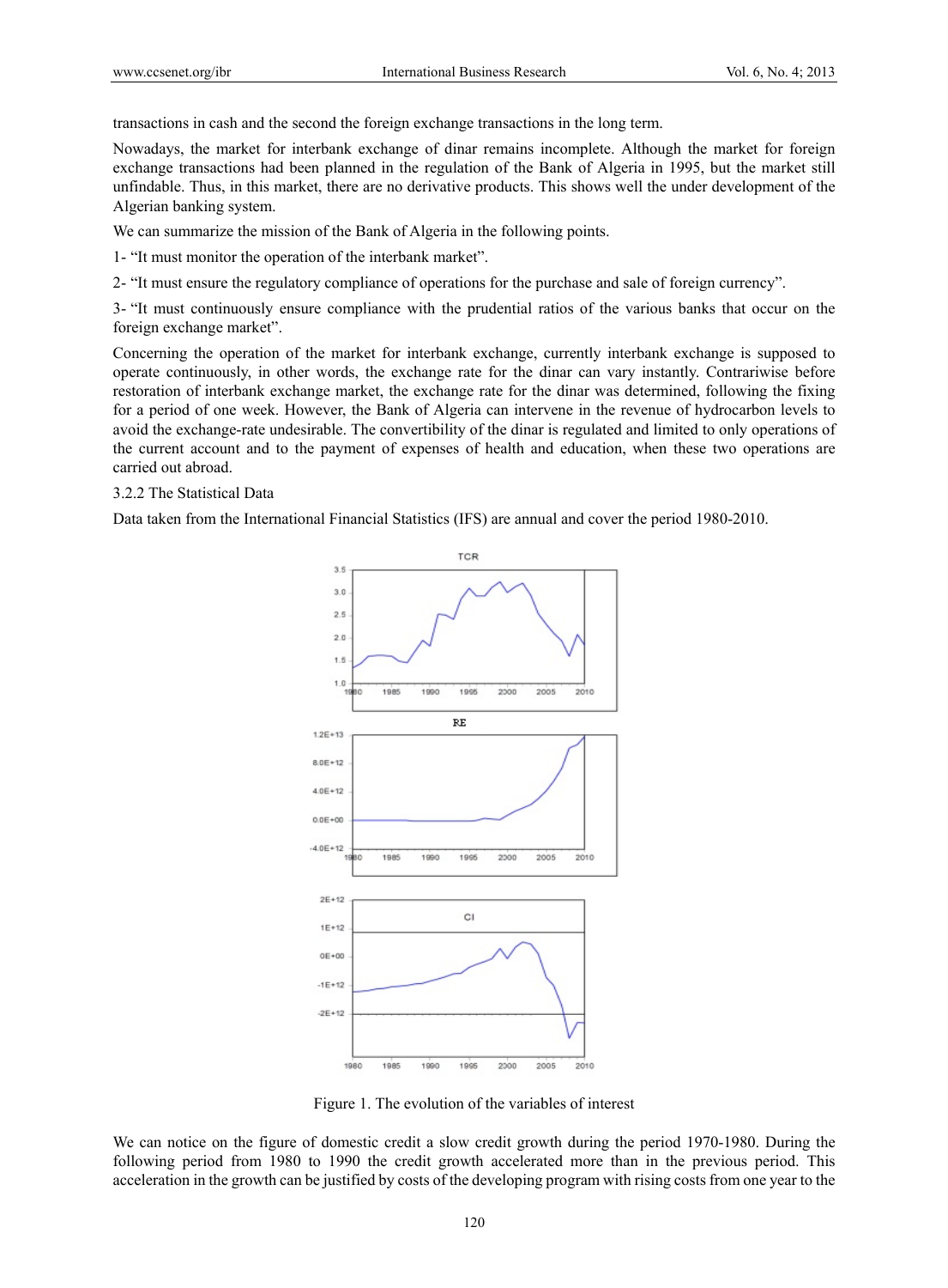transactions in cash and the second the foreign exchange transactions in the long term.

Nowadays, the market for interbank exchange of dinar remains incomplete. Although the market for foreign exchange transactions had been planned in the regulation of the Bank of Algeria in 1995, but the market still unfindable. Thus, in this market, there are no derivative products. This shows well the under development of the Algerian banking system.

We can summarize the mission of the Bank of Algeria in the following points.

1- "It must monitor the operation of the interbank market".

2- "It must ensure the regulatory compliance of operations for the purchase and sale of foreign currency".

3- "It must continuously ensure compliance with the prudential ratios of the various banks that occur on the foreign exchange market".

Concerning the operation of the market for interbank exchange, currently interbank exchange is supposed to operate continuously, in other words, the exchange rate for the dinar can vary instantly. Contrariwise before restoration of interbank exchange market, the exchange rate for the dinar was determined, following the fixing for a period of one week. However, the Bank of Algeria can intervene in the revenue of hydrocarbon levels to avoid the exchange-rate undesirable. The convertibility of the dinar is regulated and limited to only operations of the current account and to the payment of expenses of health and education, when these two operations are carried out abroad.

3.2.2 The Statistical Data

Data taken from the International Financial Statistics (IFS) are annual and cover the period 1980-2010.

Figure 1. The evolution of the variables of interest

We can notice on the figure of domestic credit a slow credit growth during the period 1970-1980. During the following period from 1980 to 1990 the credit growth accelerated more than in the previous period. This acceleration in the growth can be justified by costs of the developing program with rising costs from one year to the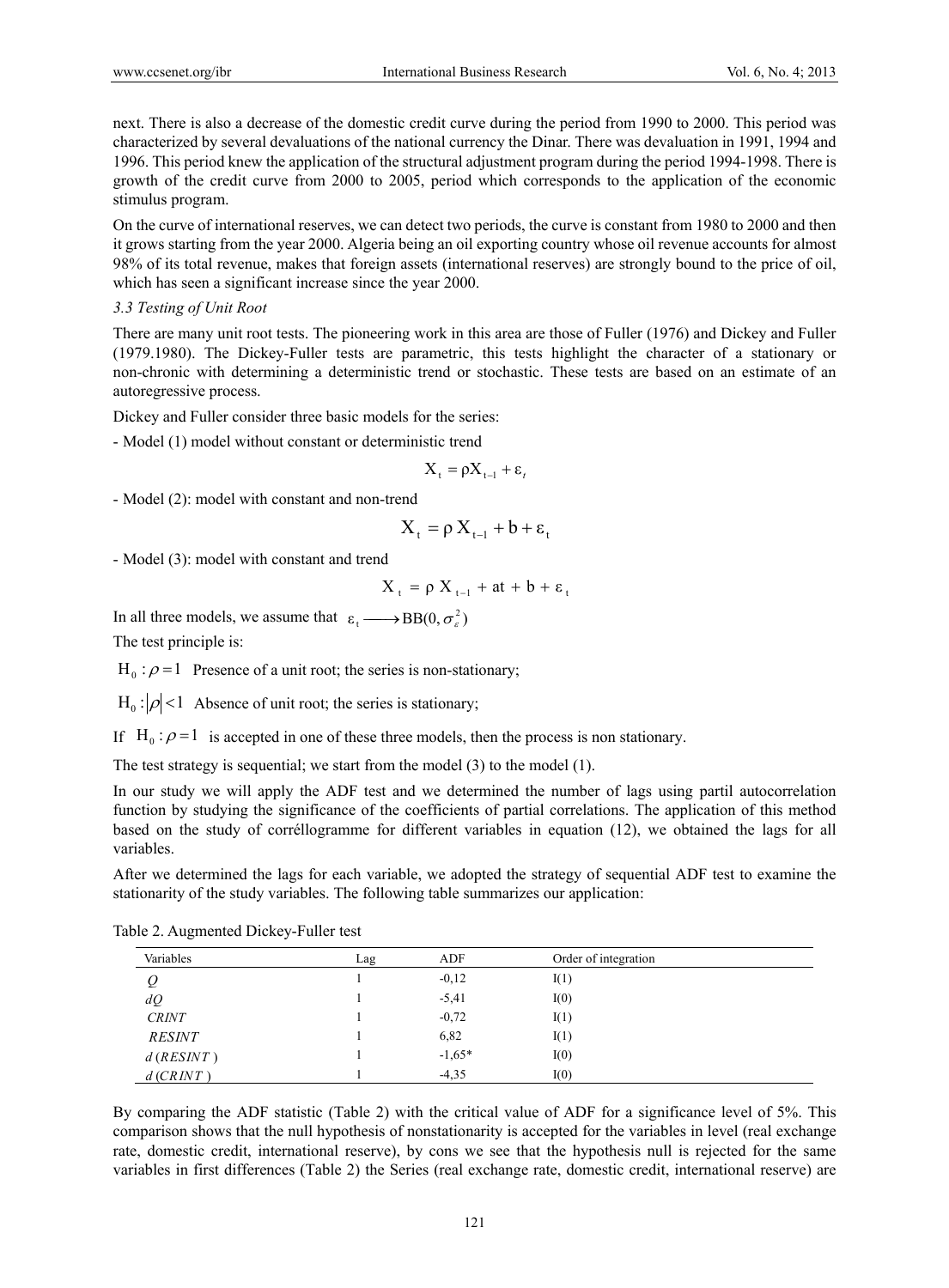next. There is also a decrease of the domestic credit curve during the period from 1990 to 2000. This period was characterized by several devaluations of the national currency the Dinar. There was devaluation in 1991, 1994 and 1996. This period knew the application of the structural adjustment program during the period 1994-1998. There is growth of the credit curve from 2000 to 2005, period which corresponds to the application of the economic stimulus program.

On the curve of international reserves, we can detect two periods, the curve is constant from 1980 to 2000 and then it grows starting from the year 2000. Algeria being an oil exporting country whose oil revenue accounts for almost 98% of its total revenue, makes that foreign assets (international reserves) are strongly bound to the price of oil, which has seen a significant increase since the year 2000.

### *3.3 Testing of Unit Root*

There are many unit root tests. The pioneering work in this area are those of Fuller (1976) and Dickey and Fuller (1979.1980). The Dickey-Fuller tests are parametric, this tests highlight the character of a stationary or non-chronic with determining a deterministic trend or stochastic. These tests are based on an estimate of an autoregressive process.

Dickey and Fuller consider three basic models for the series:

- Model (1) model without constant or deterministic trend

$$X_t = \rho X_{t-1} + \varepsilon_t$$

- Model (2): model with constant and non-trend

$$X_t = \rho X_{t-1} + b + \varepsilon_t$$

- Model (3): model with constant and trend

$$X_t = \rho X_{t-1} + at + b + \varepsilon_t$$

In all three models, we assume that $\varepsilon_t \longrightarrow BB(0, \sigma_\varepsilon^2)$

The test principle is:

$H_0 : \rho = 1$ Presence of a unit root; the series is non-stationary;

$H_0 : |\rho| < 1$ Absence of unit root; the series is stationary;

If $H_0 : \rho = 1$ is accepted in one of these three models, then the process is non stationary.

The test strategy is sequential; we start from the model (3) to the model (1).

In our study we will apply the ADF test and we determined the number of lags using partil autocorrelation function by studying the significance of the coefficients of partial correlations. The application of this method based on the study of corréllogramme for different variables in equation (12), we obtained the lags for all variables.

After we determined the lags for each variable, we adopted the strategy of sequential ADF test to examine the stationarity of the study variables. The following table summarizes our application:

Table 2. Augmented Dickey-Fuller test

| Variables | Lag | ADF | Order of integration |
|---|---|---|---|
| *Q* | 1 | -0,12 | I(1) |
| *dQ* | 1 | -5,41 | I(0) |
| *CRINT* | 1 | -0,72 | I(1) |
| *RESINT* | 1 | 6,82 | I(1) |
| *d (RESINT )* | 1 | -1,65* | I(0) |
| *d (CRINT )* | 1 | -4,35 | I(0) |

By comparing the ADF statistic (Table 2) with the critical value of ADF for a significance level of 5%. This comparison shows that the null hypothesis of nonstationarity is accepted for the variables in level (real exchange rate, domestic credit, international reserve), by cons we see that the hypothesis null is rejected for the same variables in first differences (Table 2) the Series (real exchange rate, domestic credit, international reserve) are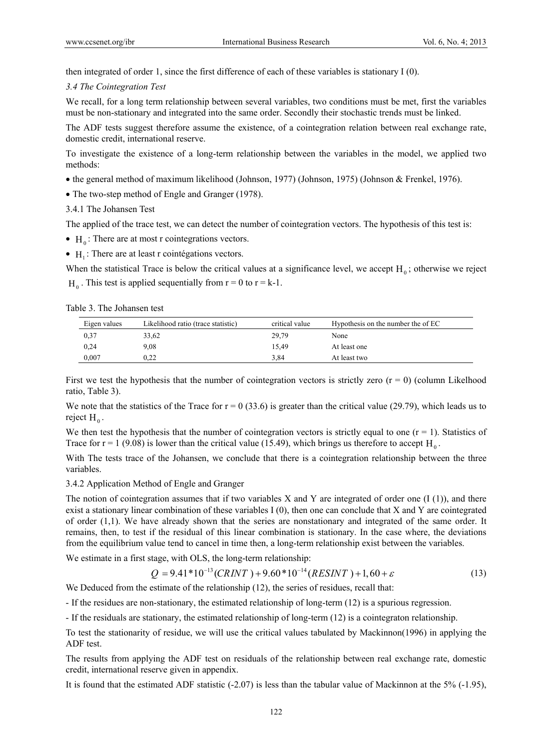then integrated of order 1, since the first difference of each of these variables is stationary I (0).

### *3.4 The Cointegration Test*

We recall, for a long term relationship between several variables, two conditions must be met, first the variables must be non-stationary and integrated into the same order. Secondly their stochastic trends must be linked.

The ADF tests suggest therefore assume the existence, of a cointegration relation between real exchange rate, domestic credit, international reserve.

To investigate the existence of a long-term relationship between the variables in the model, we applied two methods:

- the general method of maximum likelihood (Johnson, 1977) (Johnson, 1975) (Johnson & Frenkel, 1976).
- The two-step method of Engle and Granger (1978).

#### 3.4.1 The Johansen Test

The applied of the trace test, we can detect the number of cointegration vectors. The hypothesis of this test is:

- $H_0$: There are at most r cointegrations vectors.
- $H_1$: There are at least r cointégations vectors.

When the statistical Trace is below the critical values at a significance level, we accept $H_0$; otherwise we reject $H_0$. This test is applied sequentially from r = 0 to r = k-1.

Table 3. The Johansen test

| Eigen values | Likelihood ratio (trace statistic) | critical value | Hypothesis on the number the of EC |
|---|---|---|---|
| 0,37 | 33,62 | 29,79 | None |
| 0,24 | 9,08 | 15,49 | At least one |
| 0,007 | 0,22 | 3,84 | At least two |

First we test the hypothesis that the number of cointegration vectors is strictly zero (r = 0) (column Likelhood ratio, Table 3).

We note that the statistics of the Trace for r = 0 (33.6) is greater than the critical value (29.79), which leads us to reject $H_0$.

We then test the hypothesis that the number of cointegration vectors is strictly equal to one (r = 1). Statistics of Trace for r = 1 (9.08) is lower than the critical value (15.49), which brings us therefore to accept $H_0$.

With The tests trace of the Johansen, we conclude that there is a cointegration relationship between the three variables.

#### 3.4.2 Application Method of Engle and Granger

The notion of cointegration assumes that if two variables X and Y are integrated of order one (I (1)), and there exist a stationary linear combination of these variables I (0), then one can conclude that X and Y are cointegrated of order (1,1). We have already shown that the series are nonstationary and integrated of the same order. It remains, then, to test if the residual of this linear combination is stationary. In the case where, the deviations from the equilibrium value tend to cancel in time then, a long-term relationship exist between the variables.

We estimate in a first stage, with OLS, the long-term relationship:

$$Q = 9.41*10^{-13}(CRINT) + 9.60*10^{-14}(RESINT) + 1,60 + \varepsilon \tag{13}$$

We Deduced from the estimate of the relationship (12), the series of residues, recall that:

- If the residues are non-stationary, the estimated relationship of long-term (12) is a spurious regression.

- If the residuals are stationary, the estimated relationship of long-term (12) is a cointegraton relationship.

To test the stationarity of residue, we will use the critical values tabulated by Mackinnon(1996) in applying the ADF test.

The results from applying the ADF test on residuals of the relationship between real exchange rate, domestic credit, international reserve given in appendix.

It is found that the estimated ADF statistic (-2.07) is less than the tabular value of Mackinnon at the 5% (-1.95),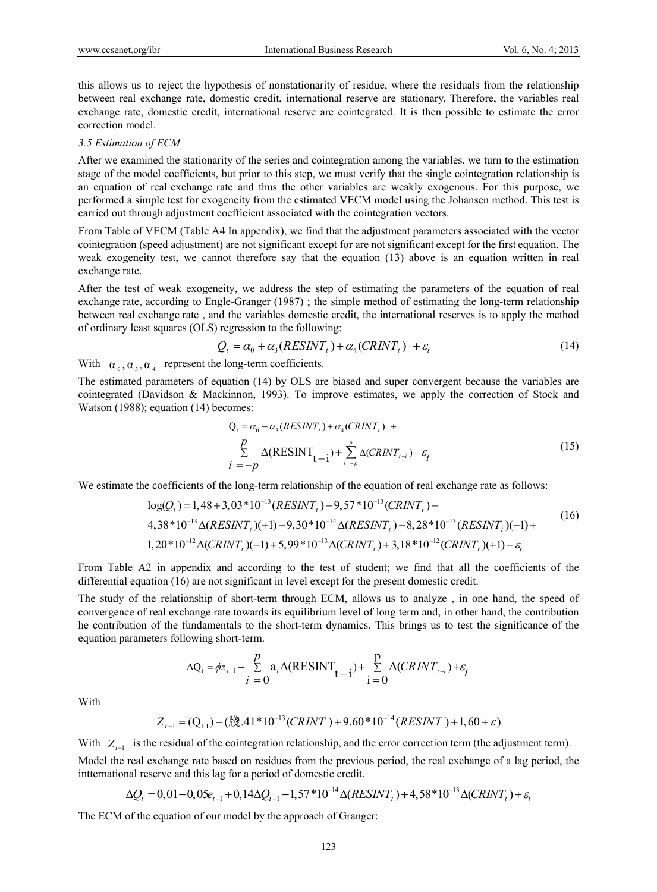this allows us to reject the hypothesis of nonstationarity of residue, where the residuals from the relationship between real exchange rate, domestic credit, international reserve are stationary. Therefore, the variables real exchange rate, domestic credit, international reserve are cointegrated. It is then possible to estimate the error correction model.

### *3.5 Estimation of ECM*

After we examined the stationarity of the series and cointegration among the variables, we turn to the estimation stage of the model coefficients, but prior to this step, we must verify that the single cointegration relationship is an equation of real exchange rate and thus the other variables are weakly exogenous. For this purpose, we performed a simple test for exogeneity from the estimated VECM model using the Johansen method. This test is carried out through adjustment coefficient associated with the cointegration vectors.

From Table of VECM (Table A4 In appendix), we find that the adjustment parameters associated with the vector cointegration (speed adjustment) are not significant except for are not significant except for the first equation. The weak exogeneity test, we cannot therefore say that the equation (13) above is an equation written in real exchange rate.

After the test of weak exogeneity, we address the step of estimating the parameters of the equation of real exchange rate, according to Engle-Granger (1987) ; the simple method of estimating the long-term relationship between real exchange rate , and the variables domestic credit, the international reserves is to apply the method of ordinary least squares (OLS) regression to the following:

$$Q_t = \alpha_0 + \alpha_3(RESINT_t) + \alpha_4(CRINT_t) + \varepsilon_t \tag{14}$$

With $\alpha_0, \alpha_3, \alpha_4$ represent the long-term coefficients.

The estimated parameters of equation (14) by OLS are biased and super convergent because the variables are cointegrated (Davidson & Mackinnon, 1993). To improve estimates, we apply the correction of Stock and Watson (1988); equation (14) becomes:

$$\begin{aligned} Q_t = \alpha_0 + \alpha_3(RESINT_t) + \alpha_4(CRINT_t) + \\ \sum_{i=-p}^{p} \Delta(\text{RESINT}_{t-i}) + \sum_{i=-p}^{p} \Delta(CRINT_{t-i}) + \varepsilon_t \end{aligned} \tag{15}$$

We estimate the coefficients of the long-term relationship of the equation of real exchange rate as follows:

$$\begin{aligned} \log(Q_t) &= 1,48 + 3,03*10^{-13}(RESINT_t) + 9,57*10^{-13}(CRINT_t) + \\ &4,38*10^{-13}\Delta(RESINT_t)(+1) - 9,30*10^{-14}\Delta(RESINT_t) - 8,28*10^{-13}(RESINT_t)(-1) + \\ &1,20*10^{-12}\Delta(CRINT_t)(-1) + 5,99*10^{-13}\Delta(CRINT_t) + 3,18*10^{-12}(CRINT_t)(+1) + \varepsilon_t \end{aligned} \tag{16}$$

From Table A2 in appendix and according to the test of student; we find that all the coefficients of the differential equation (16) are not significant in level except for the present domestic credit.

The study of the relationship of short-term through ECM, allows us to analyze , in one hand, the speed of convergence of real exchange rate towards its equilibrium level of long term and, in other hand, the contribution he contribution of the fundamentals to the short-term dynamics. This brings us to test the significance of the equation parameters following short-term.

$$\Delta Q_t = \phi z_{t-1} + \sum_{i=0}^{p} a_i \Delta(\text{RESINT}_{t-i}) + \sum_{i=0}^{p} \Delta(CRINT_{t-i}) + \varepsilon_t$$

With

$$Z_{t-1} = (Q_{t-1}) - (.41*10^{-13}(CRINT) + 9.60*10^{-14}(RESINT) + 1,60 + \varepsilon)$$

With $Z_{t-1}$ is the residual of the cointegration relationship, and the error correction term (the adjustment term).

Model the real exchange rate based on residues from the previous period, the real exchange of a lag period, the intternational reserve and this lag for a period of domestic credit.

$$\Delta Q_t = 0,01 - 0,05 e_{t-1} + 0,14 \Delta Q_{t-1} - 1,57*10^{-14}\Delta(RESINT_t) + 4,58*10^{-13}\Delta(CRINT_t) + \varepsilon_t$$

The ECM of the equation of our model by the approach of Granger: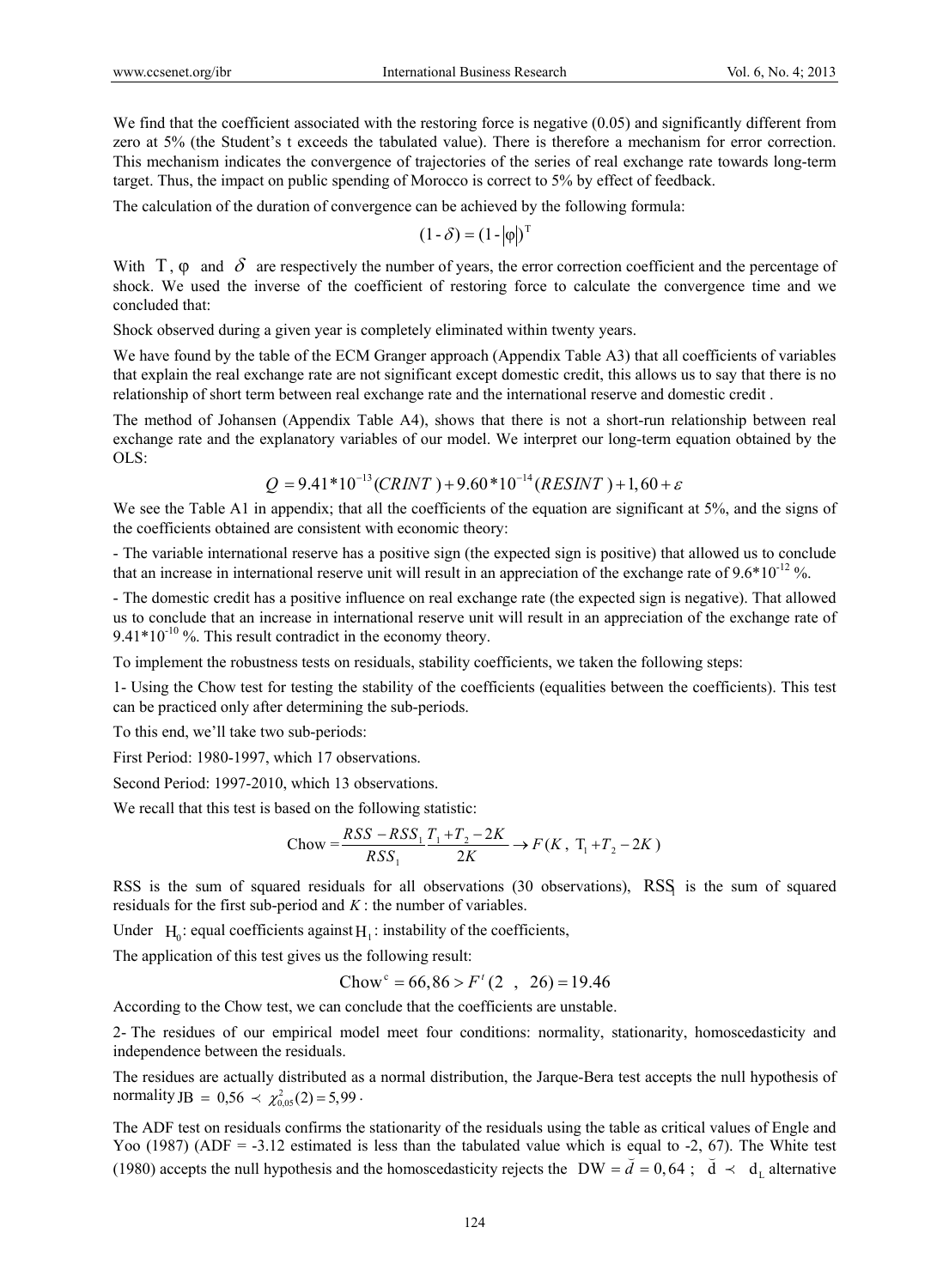We find that the coefficient associated with the restoring force is negative (0.05) and significantly different from zero at 5% (the Student's t exceeds the tabulated value). There is therefore a mechanism for error correction. This mechanism indicates the convergence of trajectories of the series of real exchange rate towards long-term target. Thus, the impact on public spending of Morocco is correct to 5% by effect of feedback.

The calculation of the duration of convergence can be achieved by the following formula:

$$(1 - \delta) = (1 - |\varphi|)^{T}$$

With $T$, $\varphi$ and $\delta$ are respectively the number of years, the error correction coefficient and the percentage of shock. We used the inverse of the coefficient of restoring force to calculate the convergence time and we concluded that:

Shock observed during a given year is completely eliminated within twenty years.

We have found by the table of the ECM Granger approach (Appendix Table A3) that all coefficients of variables that explain the real exchange rate are not significant except domestic credit, this allows us to say that there is no relationship of short term between real exchange rate and the international reserve and domestic credit .

The method of Johansen (Appendix Table A4), shows that there is not a short-run relationship between real exchange rate and the explanatory variables of our model. We interpret our long-term equation obtained by the OLS:

$$Q = 9.41 * 10^{-13}(CRINT) + 9.60 * 10^{-14}(RESINT) + 1,60 + \varepsilon$$

We see the Table A1 in appendix; that all the coefficients of the equation are significant at 5%, and the signs of the coefficients obtained are consistent with economic theory:

- The variable international reserve has a positive sign (the expected sign is positive) that allowed us to conclude that an increase in international reserve unit will result in an appreciation of the exchange rate of $9.6 * 10^{-12}$ %.

- The domestic credit has a positive influence on real exchange rate (the expected sign is negative). That allowed us to conclude that an increase in international reserve unit will result in an appreciation of the exchange rate of $9.41 * 10^{-10}$ %. This result contradict in the economy theory.

To implement the robustness tests on residuals, stability coefficients, we taken the following steps:

1- Using the Chow test for testing the stability of the coefficients (equalities between the coefficients). This test can be practiced only after determining the sub-periods.

To this end, we'll take two sub-periods:

First Period: 1980-1997, which 17 observations.

Second Period: 1997-2010, which 13 observations.

We recall that this test is based on the following statistic:

$$\text{Chow} = \frac{RSS - RSS_1}{RSS_1} \frac{T_1 + T_2 - 2K}{2K} \rightarrow F(K,\ T_1 + T_2 - 2K)$$

RSS is the sum of squared residuals for all observations (30 observations), $RSS_1$ is the sum of squared residuals for the first sub-period and $K$ : the number of variables.

Under $H_0$: equal coefficients against $H_1$ : instability of the coefficients,

The application of this test gives us the following result:

$$\text{Chow}^{c} = 66,86 > F^{t}(2\ ,\ 26) = 19.46$$

According to the Chow test, we can conclude that the coefficients are unstable.

2- The residues of our empirical model meet four conditions: normality, stationarity, homoscedasticity and independence between the residuals.

The residues are actually distributed as a normal distribution, the Jarque-Bera test accepts the null hypothesis of normality $\text{JB} = 0,56 \prec \chi^2_{0,05}(2) = 5,99$.

The ADF test on residuals confirms the stationarity of the residuals using the table as critical values of Engle and Yoo (1987) (ADF = -3.12 estimated is less than the tabulated value which is equal to -2, 67). The White test (1980) accepts the null hypothesis and the homoscedasticity rejects the $\text{DW} = \breve{d} = 0,64$ ; $\breve{d} \prec d_L$ alternative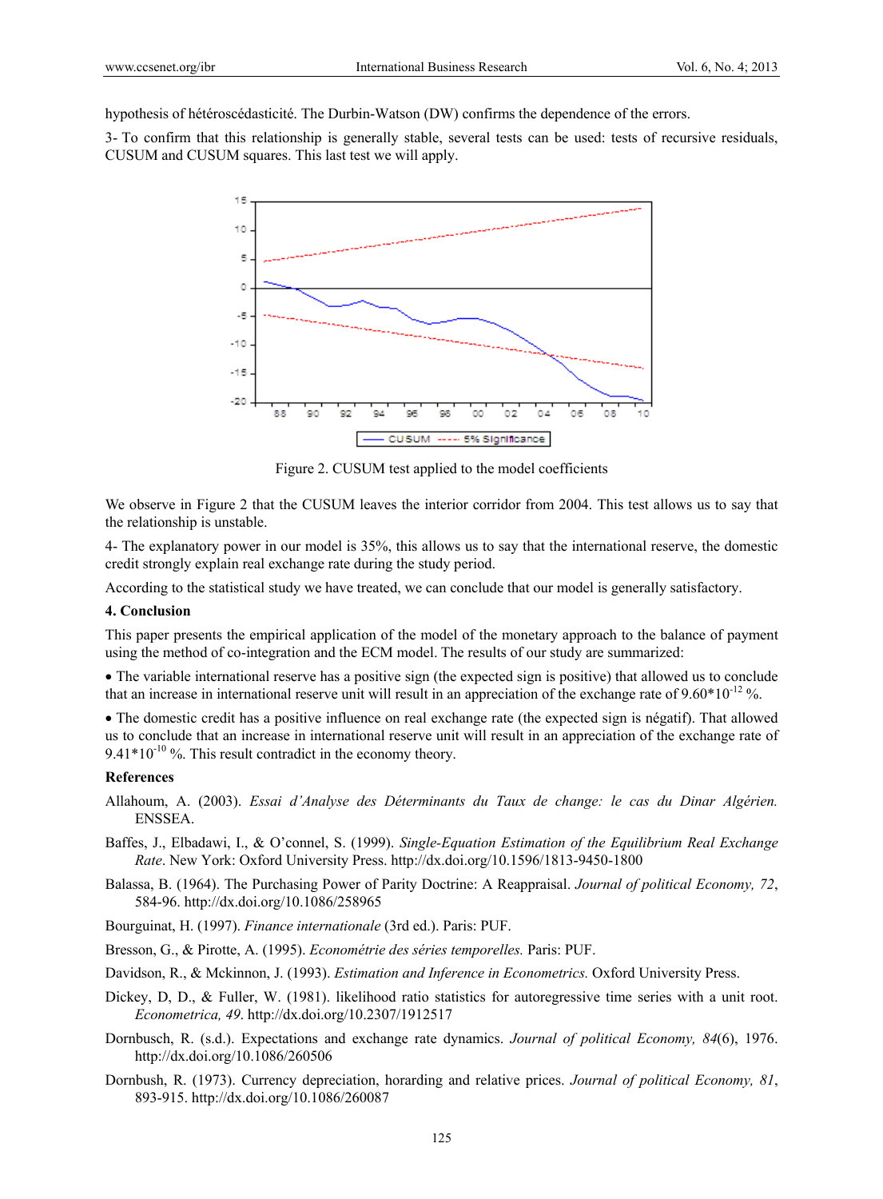hypothesis of hétéroscédasticité. The Durbin-Watson (DW) confirms the dependence of the errors.

3- To confirm that this relationship is generally stable, several tests can be used: tests of recursive residuals, CUSUM and CUSUM squares. This last test we will apply.

Figure 2. CUSUM test applied to the model coefficients

We observe in Figure 2 that the CUSUM leaves the interior corridor from 2004. This test allows us to say that the relationship is unstable.

4- The explanatory power in our model is 35%, this allows us to say that the international reserve, the domestic credit strongly explain real exchange rate during the study period.

According to the statistical study we have treated, we can conclude that our model is generally satisfactory.

## 4. Conclusion

This paper presents the empirical application of the model of the monetary approach to the balance of payment using the method of co-integration and the ECM model. The results of our study are summarized:

- The variable international reserve has a positive sign (the expected sign is positive) that allowed us to conclude that an increase in international reserve unit will result in an appreciation of the exchange rate of $9.60*10^{-12}$ %.
- The domestic credit has a positive influence on real exchange rate (the expected sign is négatif). That allowed us to conclude that an increase in international reserve unit will result in an appreciation of the exchange rate of $9.41*10^{-10}$ %. This result contradict in the economy theory.

## References

Allahoum, A. (2003). *Essai d'Analyse des Déterminants du Taux de change: le cas du Dinar Algérien.* ENSSEA.

Baffes, J., Elbadawi, I., & O'connel, S. (1999). *Single-Equation Estimation of the Equilibrium Real Exchange Rate*. New York: Oxford University Press. http://dx.doi.org/10.1596/1813-9450-1800

Balassa, B. (1964). The Purchasing Power of Parity Doctrine: A Reappraisal. *Journal of political Economy, 72*, 584-96. http://dx.doi.org/10.1086/258965

Bourguinat, H. (1997). *Finance internationale* (3rd ed.). Paris: PUF.

Bresson, G., & Pirotte, A. (1995). *Econométrie des séries temporelles.* Paris: PUF.

Davidson, R., & Mckinnon, J. (1993). *Estimation and Inference in Econometrics.* Oxford University Press.

Dickey, D, D., & Fuller, W. (1981). likelihood ratio statistics for autoregressive time series with a unit root. *Econometrica, 49*. http://dx.doi.org/10.2307/1912517

Dornbusch, R. (s.d.). Expectations and exchange rate dynamics. *Journal of political Economy, 84*(6), 1976. http://dx.doi.org/10.1086/260506

Dornbush, R. (1973). Currency depreciation, horarding and relative prices. *Journal of political Economy, 81*, 893-915. http://dx.doi.org/10.1086/260087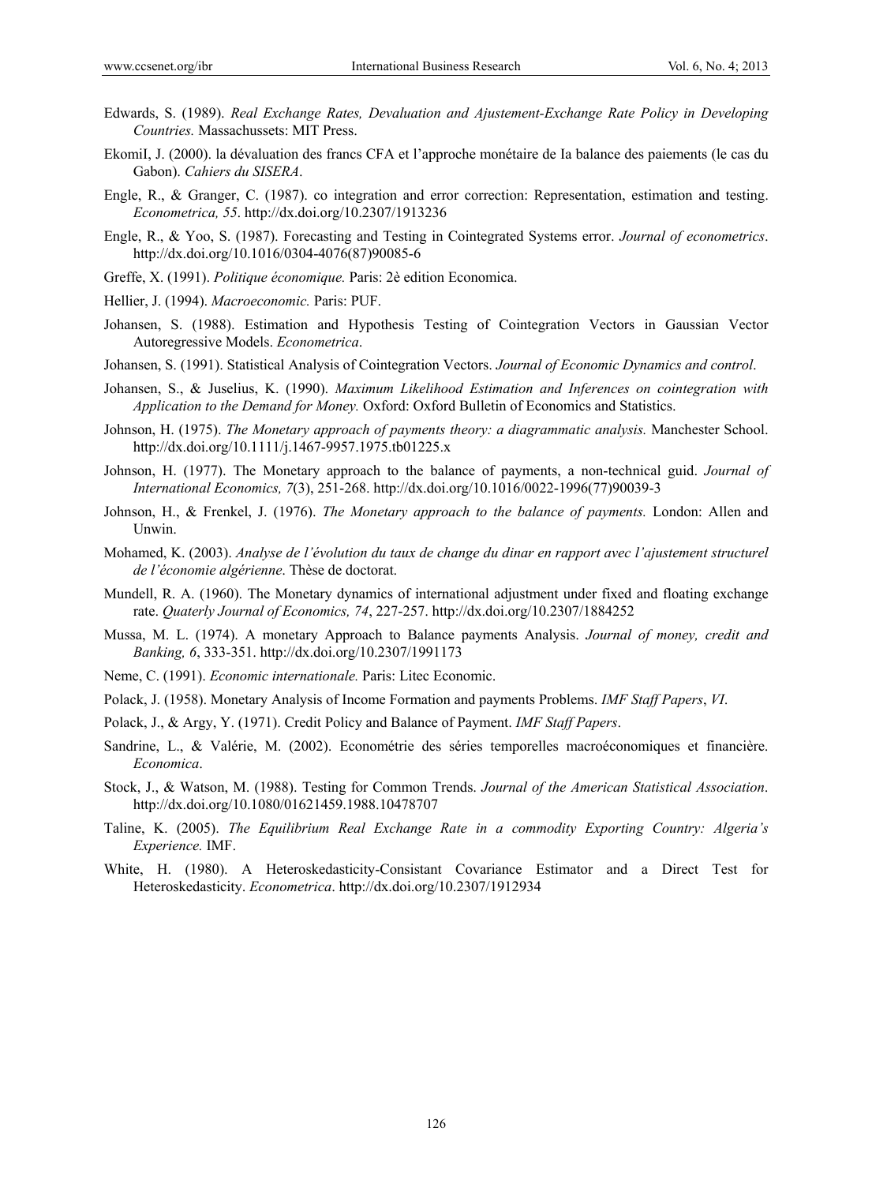Edwards, S. (1989). *Real Exchange Rates, Devaluation and Ajustement-Exchange Rate Policy in Developing Countries.* Massachussets: MIT Press.

EkomiI, J. (2000). la dévaluation des francs CFA et l'approche monétaire de Ia balance des paiements (le cas du Gabon). *Cahiers du SISERA*.

Engle, R., & Granger, C. (1987). co integration and error correction: Representation, estimation and testing. *Econometrica, 55*. http://dx.doi.org/10.2307/1913236

Engle, R., & Yoo, S. (1987). Forecasting and Testing in Cointegrated Systems error. *Journal of econometrics*. http://dx.doi.org/10.1016/0304-4076(87)90085-6

Greffe, X. (1991). *Politique économique.* Paris: 2è edition Economica.

Hellier, J. (1994). *Macroeconomic.* Paris: PUF.

Johansen, S. (1988). Estimation and Hypothesis Testing of Cointegration Vectors in Gaussian Vector Autoregressive Models. *Econometrica*.

Johansen, S. (1991). Statistical Analysis of Cointegration Vectors. *Journal of Economic Dynamics and control*.

Johansen, S., & Juselius, K. (1990). *Maximum Likelihood Estimation and Inferences on cointegration with Application to the Demand for Money.* Oxford: Oxford Bulletin of Economics and Statistics.

Johnson, H. (1975). *The Monetary approach of payments theory: a diagrammatic analysis.* Manchester School. http://dx.doi.org/10.1111/j.1467-9957.1975.tb01225.x

Johnson, H. (1977). The Monetary approach to the balance of payments, a non-technical guid. *Journal of International Economics, 7*(3), 251-268. http://dx.doi.org/10.1016/0022-1996(77)90039-3

Johnson, H., & Frenkel, J. (1976). *The Monetary approach to the balance of payments.* London: Allen and Unwin.

Mohamed, K. (2003). *Analyse de l'évolution du taux de change du dinar en rapport avec l'ajustement structurel de l'économie algérienne*. Thèse de doctorat.

Mundell, R. A. (1960). The Monetary dynamics of international adjustment under fixed and floating exchange rate. *Quaterly Journal of Economics, 74*, 227-257. http://dx.doi.org/10.2307/1884252

Mussa, M. L. (1974). A monetary Approach to Balance payments Analysis. *Journal of money, credit and Banking, 6*, 333-351. http://dx.doi.org/10.2307/1991173

Neme, C. (1991). *Economic internationale.* Paris: Litec Economic.

Polack, J. (1958). Monetary Analysis of Income Formation and payments Problems. *IMF Staff Papers*, *VI*.

Polack, J., & Argy, Y. (1971). Credit Policy and Balance of Payment. *IMF Staff Papers*.

Sandrine, L., & Valérie, M. (2002). Econométrie des séries temporelles macroéconomiques et financière. *Economica*.

Stock, J., & Watson, M. (1988). Testing for Common Trends. *Journal of the American Statistical Association*. http://dx.doi.org/10.1080/01621459.1988.10478707

Taline, K. (2005). *The Equilibrium Real Exchange Rate in a commodity Exporting Country: Algeria's Experience.* IMF.

White, H. (1980). A Heteroskedasticity-Consistant Covariance Estimator and a Direct Test for Heteroskedasticity. *Econometrica*. http://dx.doi.org/10.2307/1912934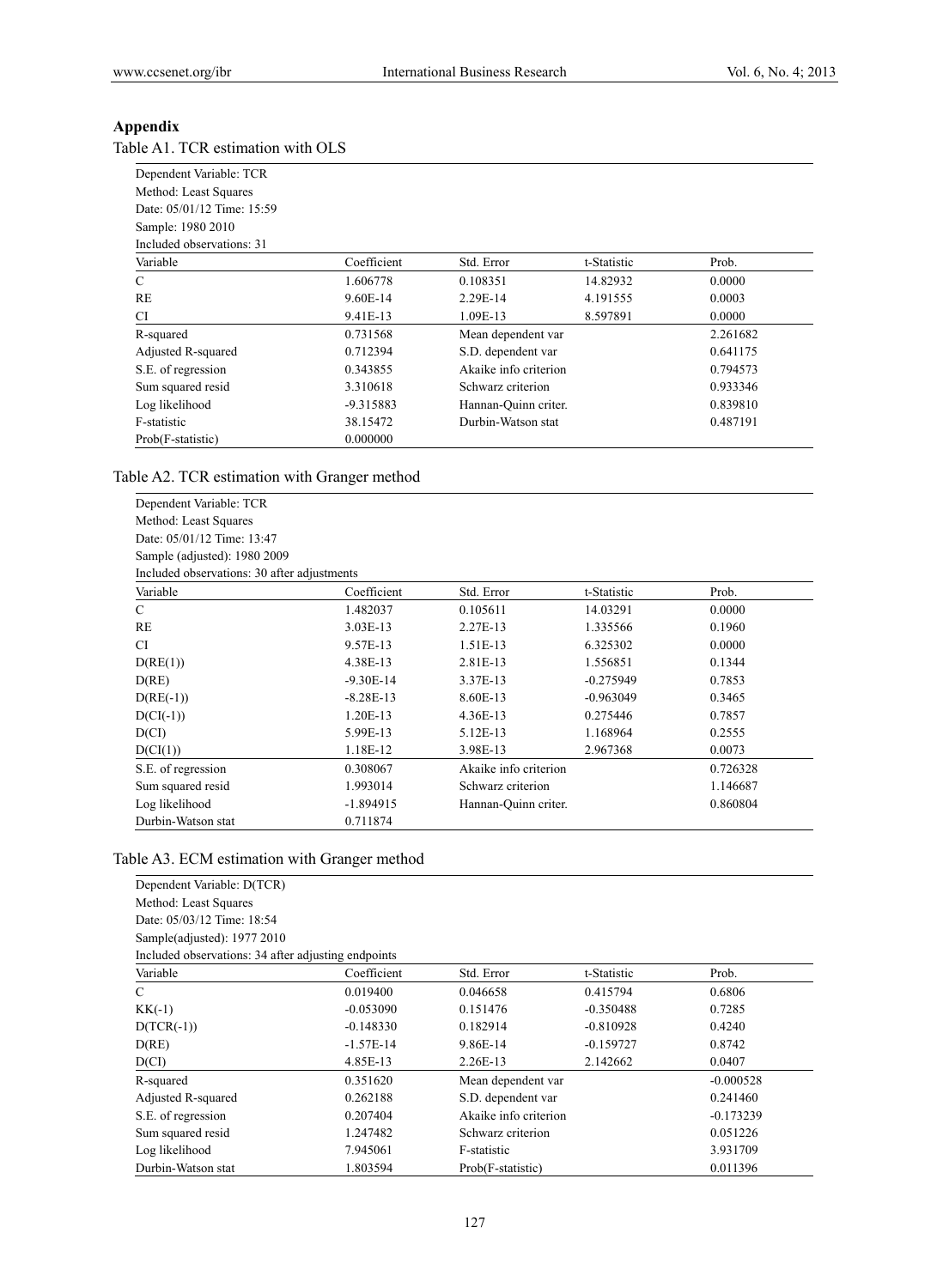## Appendix

Table A1. TCR estimation with OLS

| Dependent Variable: TCR | | | | |
|---|---|---|---|---|
| Method: Least Squares | | | | |
| Date: 05/01/12 Time: 15:59 | | | | |
| Sample: 1980 2010 | | | | |
| Included observations: 31 | | | | |
| Variable | Coefficient | Std. Error | t-Statistic | Prob. |
| C | 1.606778 | 0.108351 | 14.82932 | 0.0000 |
| RE | 9.60E-14 | 2.29E-14 | 4.191555 | 0.0003 |
| CI | 9.41E-13 | 1.09E-13 | 8.597891 | 0.0000 |
| R-squared | 0.731568 | Mean dependent var | | 2.261682 |
| Adjusted R-squared | 0.712394 | S.D. dependent var | | 0.641175 |
| S.E. of regression | 0.343855 | Akaike info criterion | | 0.794573 |
| Sum squared resid | 3.310618 | Schwarz criterion | | 0.933346 |
| Log likelihood | -9.315883 | Hannan-Quinn criter. | | 0.839810 |
| F-statistic | 38.15472 | Durbin-Watson stat | | 0.487191 |
| Prob(F-statistic) | 0.000000 | | | |

Table A2. TCR estimation with Granger method

| Dependent Variable: TCR | | | | |
|---|---|---|---|---|
| Method: Least Squares | | | | |
| Date: 05/01/12 Time: 13:47 | | | | |
| Sample (adjusted): 1980 2009 | | | | |
| Included observations: 30 after adjustments | | | | |
| Variable | Coefficient | Std. Error | t-Statistic | Prob. |
| C | 1.482037 | 0.105611 | 14.03291 | 0.0000 |
| RE | 3.03E-13 | 2.27E-13 | 1.335566 | 0.1960 |
| CI | 9.57E-13 | 1.51E-13 | 6.325302 | 0.0000 |
| D(RE(1)) | 4.38E-13 | 2.81E-13 | 1.556851 | 0.1344 |
| D(RE) | -9.30E-14 | 3.37E-13 | -0.275949 | 0.7853 |
| D(RE(-1)) | -8.28E-13 | 8.60E-13 | -0.963049 | 0.3465 |
| D(CI(-1)) | 1.20E-13 | 4.36E-13 | 0.275446 | 0.7857 |
| D(CI) | 5.99E-13 | 5.12E-13 | 1.168964 | 0.2555 |
| D(CI(1)) | 1.18E-12 | 3.98E-13 | 2.967368 | 0.0073 |
| S.E. of regression | 0.308067 | Akaike info criterion | | 0.726328 |
| Sum squared resid | 1.993014 | Schwarz criterion | | 1.146687 |
| Log likelihood | -1.894915 | Hannan-Quinn criter. | | 0.860804 |
| Durbin-Watson stat | 0.711874 | | | |

Table A3. ECM estimation with Granger method

| Dependent Variable: D(TCR) | | | | |
|---|---|---|---|---|
| Method: Least Squares | | | | |
| Date: 05/03/12 Time: 18:54 | | | | |
| Sample(adjusted): 1977 2010 | | | | |
| Included observations: 34 after adjusting endpoints | | | | |
| Variable | Coefficient | Std. Error | t-Statistic | Prob. |
| C | 0.019400 | 0.046658 | 0.415794 | 0.6806 |
| KK(-1) | -0.053090 | 0.151476 | -0.350488 | 0.7285 |
| D(TCR(-1)) | -0.148330 | 0.182914 | -0.810928 | 0.4240 |
| D(RE) | -1.57E-14 | 9.86E-14 | -0.159727 | 0.8742 |
| D(CI) | 4.85E-13 | 2.26E-13 | 2.142662 | 0.0407 |
| R-squared | 0.351620 | Mean dependent var | | -0.000528 |
| Adjusted R-squared | 0.262188 | S.D. dependent var | | 0.241460 |
| S.E. of regression | 0.207404 | Akaike info criterion | | -0.173239 |
| Sum squared resid | 1.247482 | Schwarz criterion | | 0.051226 |
| Log likelihood | 7.945061 | F-statistic | | 3.931709 |
| Durbin-Watson stat | 1.803594 | Prob(F-statistic) | | 0.011396 |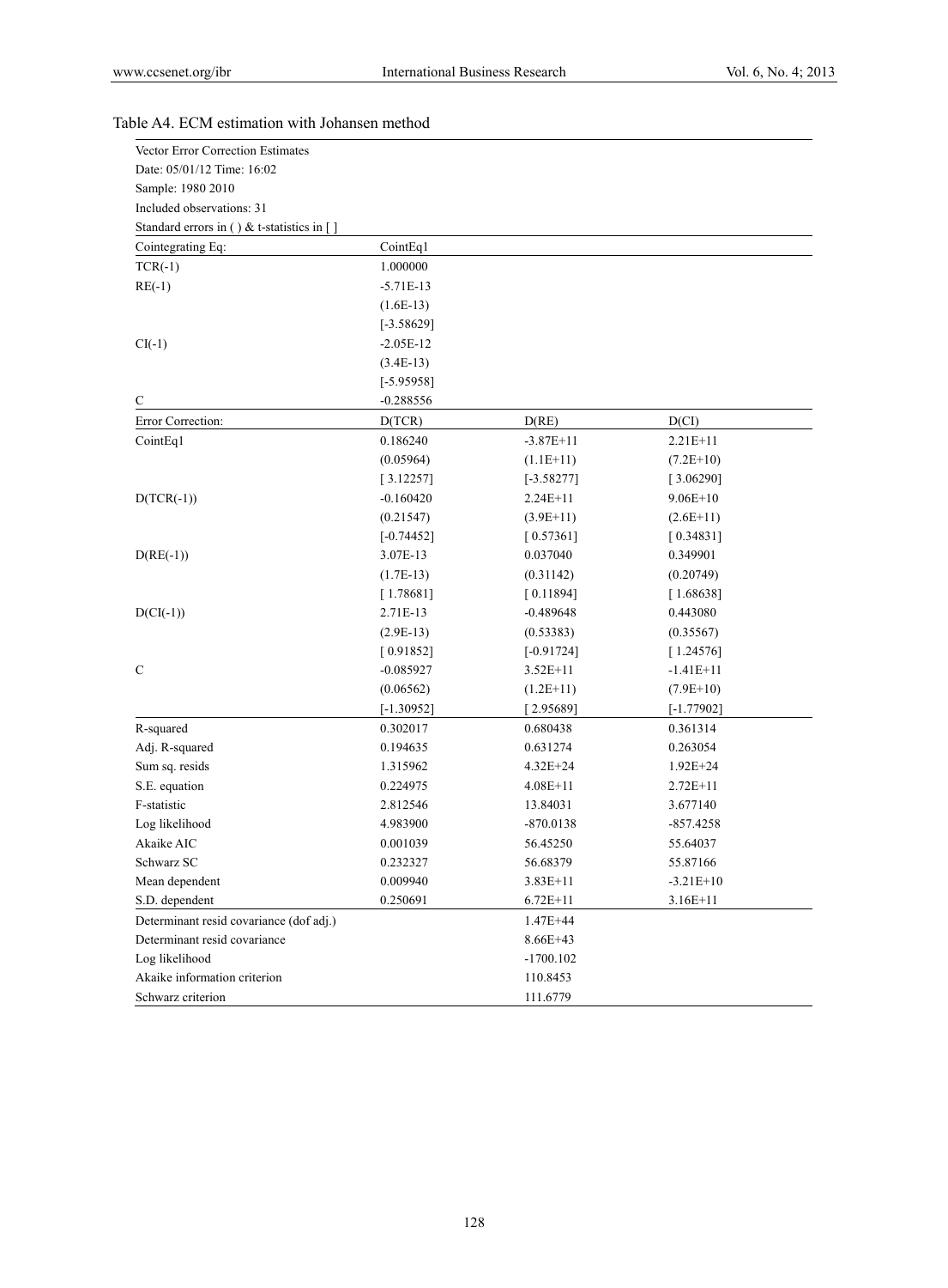Table A4. ECM estimation with Johansen method

| | | | |
|---|---|---|---|
| Vector Error Correction Estimates | | | |
| Date: 05/01/12 Time: 16:02 | | | |
| Sample: 1980 2010 | | | |
| Included observations: 31 | | | |
| Standard errors in ( ) & t-statistics in [ ] | | | |
| Cointegrating Eq: | CointEq1 | | |
| TCR(-1) | 1.000000 | | |
| RE(-1) | -5.71E-13 | | |
| | (1.6E-13) | | |
| | [-3.58629] | | |
| CI(-1) | -2.05E-12 | | |
| | (3.4E-13) | | |
| | [-5.95958] | | |
| C | -0.288556 | | |
| Error Correction: | D(TCR) | D(RE) | D(CI) |
| CointEq1 | 0.186240 | -3.87E+11 | 2.21E+11 |
| | (0.05964) | (1.1E+11) | (7.2E+10) |
| | [ 3.12257] | [-3.58277] | [ 3.06290] |
| D(TCR(-1)) | -0.160420 | 2.24E+11 | 9.06E+10 |
| | (0.21547) | (3.9E+11) | (2.6E+11) |
| | [-0.74452] | [ 0.57361] | [ 0.34831] |
| D(RE(-1)) | 3.07E-13 | 0.037040 | 0.349901 |
| | (1.7E-13) | (0.31142) | (0.20749) |
| | [ 1.78681] | [ 0.11894] | [ 1.68638] |
| D(CI(-1)) | 2.71E-13 | -0.489648 | 0.443080 |
| | (2.9E-13) | (0.53383) | (0.35567) |
| | [ 0.91852] | [-0.91724] | [ 1.24576] |
| C | -0.085927 | 3.52E+11 | -1.41E+11 |
| | (0.06562) | (1.2E+11) | (7.9E+10) |
| | [-1.30952] | [ 2.95689] | [-1.77902] |
| R-squared | 0.302017 | 0.680438 | 0.361314 |
| Adj. R-squared | 0.194635 | 0.631274 | 0.263054 |
| Sum sq. resids | 1.315962 | 4.32E+24 | 1.92E+24 |
| S.E. equation | 0.224975 | 4.08E+11 | 2.72E+11 |
| F-statistic | 2.812546 | 13.84031 | 3.677140 |
| Log likelihood | 4.983900 | -870.0138 | -857.4258 |
| Akaike AIC | 0.001039 | 56.45250 | 55.64037 |
| Schwarz SC | 0.232327 | 56.68379 | 55.87166 |
| Mean dependent | 0.009940 | 3.83E+11 | -3.21E+10 |
| S.D. dependent | 0.250691 | 6.72E+11 | 3.16E+11 |
| Determinant resid covariance (dof adj.) | | 1.47E+44 | |
| Determinant resid covariance | | 8.66E+43 | |
| Log likelihood | | -1700.102 | |
| Akaike information criterion | | 110.8453 | |
| Schwarz criterion | | 111.6779 | |